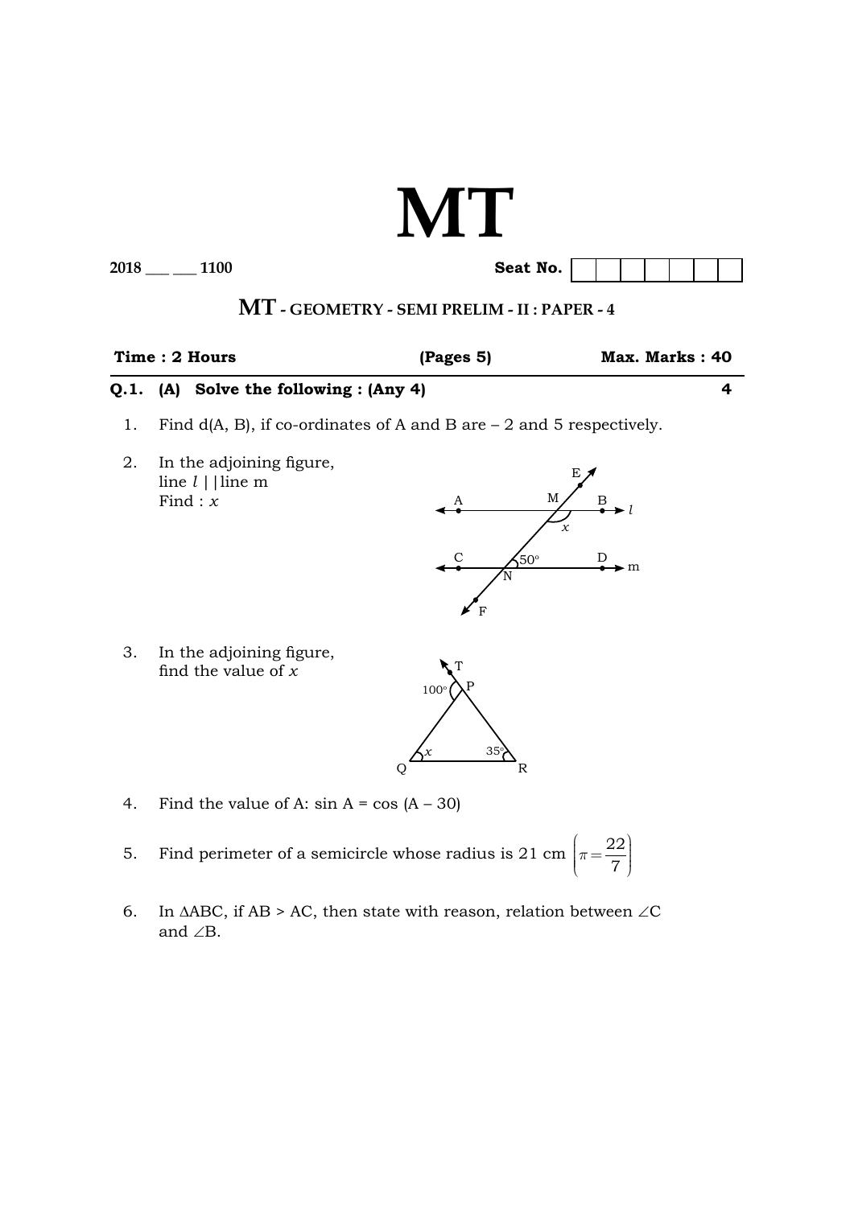# MT

2018 ___ ___ 1100 **Seat No.** [ | | | | | | | ]

## MT - GEOMETRY - SEMI PRELIM - II : PAPER - 4

**Time : 2 Hours** **(Pages 5)** **Max. Marks : 40**

---

**Q.1. (A) Solve the following : (Any 4)** **4**

1. Find d(A, B), if co-ordinates of A and B are – 2 and 5 respectively.

2. In the adjoining figure, line $l$ || line m. Find : $x$

3. In the adjoining figure, find the value of $x$

4. Find the value of A: sin A = cos (A – 30)

5. Find perimeter of a semicircle whose radius is 21 cm $\left(\pi = \frac{22}{7}\right)$

6. In $\Delta$ABC, if AB > AC, then state with reason, relation between $\angle$C and $\angle$B.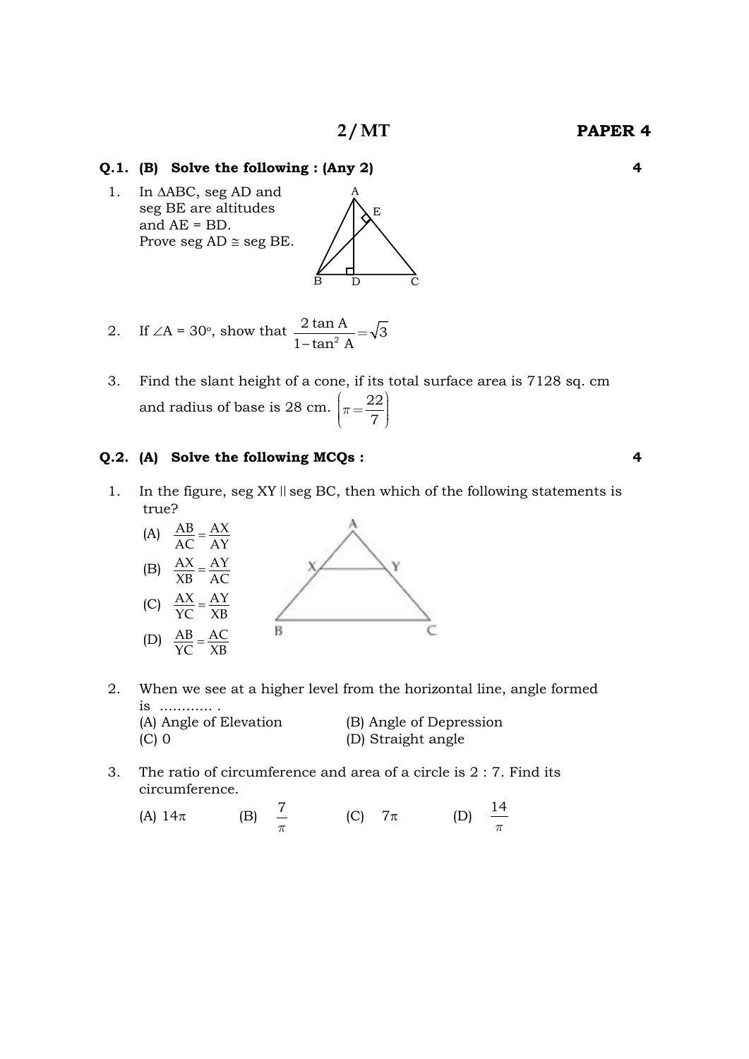**Q.1. (B) Solve the following : (Any 2)** **4**

1. In $\Delta ABC$, seg AD and seg BE are altitudes and AE = BD. Prove seg AD $\cong$ seg BE.

2. If $\angle A = 30^\circ$, show that $\dfrac{2 \tan A}{1 - \tan^2 A} = \sqrt{3}$

3. Find the slant height of a cone, if its total surface area is 7128 sq. cm and radius of base is 28 cm. $\left(\pi = \dfrac{22}{7}\right)$

**Q.2. (A) Solve the following MCQs :** **4**

1. In the figure, seg XY $\parallel$ seg BC, then which of the following statements is true?

   (A) $\dfrac{AB}{AC} = \dfrac{AX}{AY}$

   (B) $\dfrac{AX}{XB} = \dfrac{AY}{AC}$

   (C) $\dfrac{AX}{YC} = \dfrac{AY}{XB}$

   (D) $\dfrac{AB}{YC} = \dfrac{AC}{XB}$

2. When we see at a higher level from the horizontal line, angle formed is ............ .

   (A) Angle of Elevation (B) Angle of Depression

   (C) 0 (D) Straight angle

3. The ratio of circumference and area of a circle is 2 : 7. Find its circumference.

   (A) $14\pi$ (B) $\dfrac{7}{\pi}$ (C) $7\pi$ (D) $\dfrac{14}{\pi}$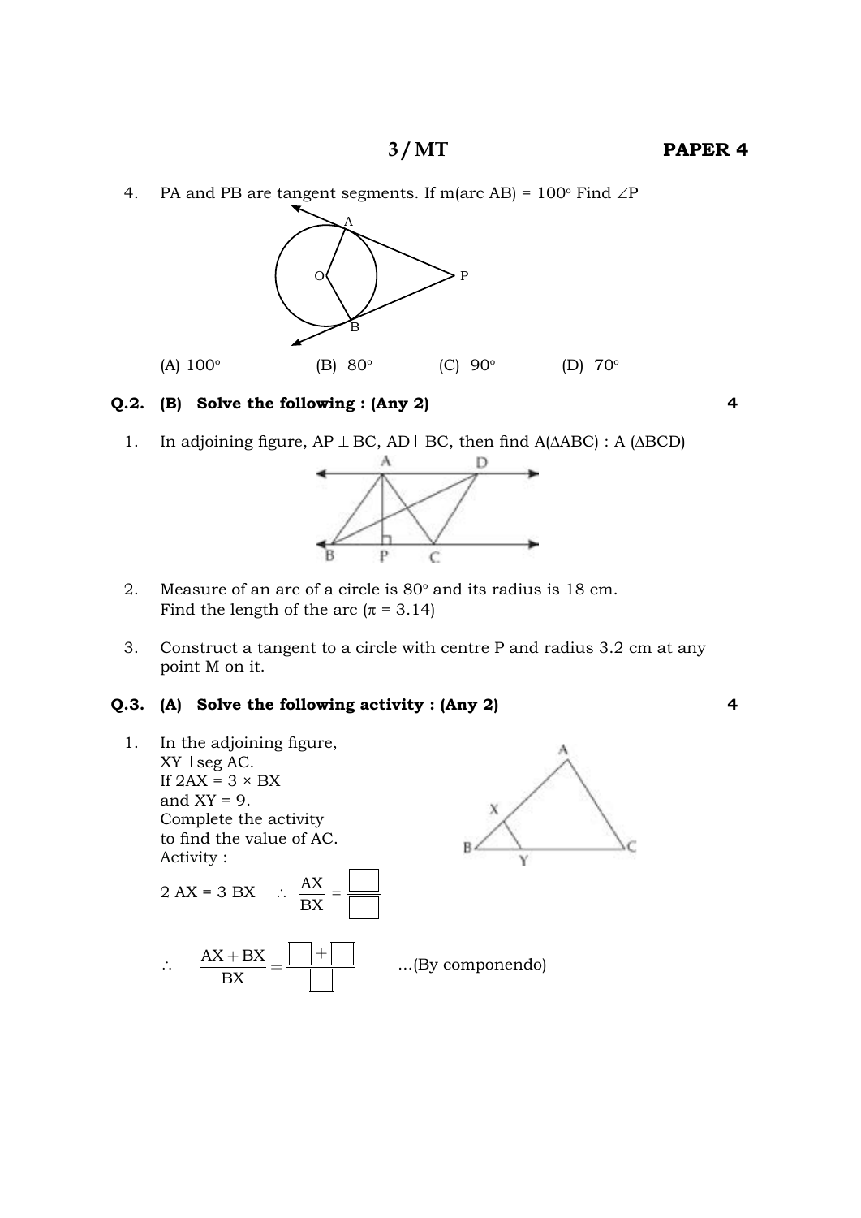4. PA and PB are tangent segments. If m(arc AB) = 100° Find $\angle P$

(A) 100° (B) 80° (C) 90° (D) 70°

**Q.2. (B) Solve the following : (Any 2)** **4**

1. In adjoining figure, AP $\perp$ BC, AD $\parallel$ BC, then find A($\Delta$ABC) : A ($\Delta$BCD)

2. Measure of an arc of a circle is 80° and its radius is 18 cm. Find the length of the arc ($\pi$ = 3.14)

3. Construct a tangent to a circle with centre P and radius 3.2 cm at any point M on it.

**Q.3. (A) Solve the following activity : (Any 2)** **4**

1. In the adjoining figure, XY $\parallel$ seg AC. If 2AX = 3 × BX and XY = 9. Complete the activity to find the value of AC.

 Activity :

 2 AX = 3 BX $\therefore \dfrac{AX}{BX} = \dfrac{\square}{\square}$

 $\therefore \dfrac{AX + BX}{BX} = \dfrac{\square + \square}{\square}$ ...(By componendo)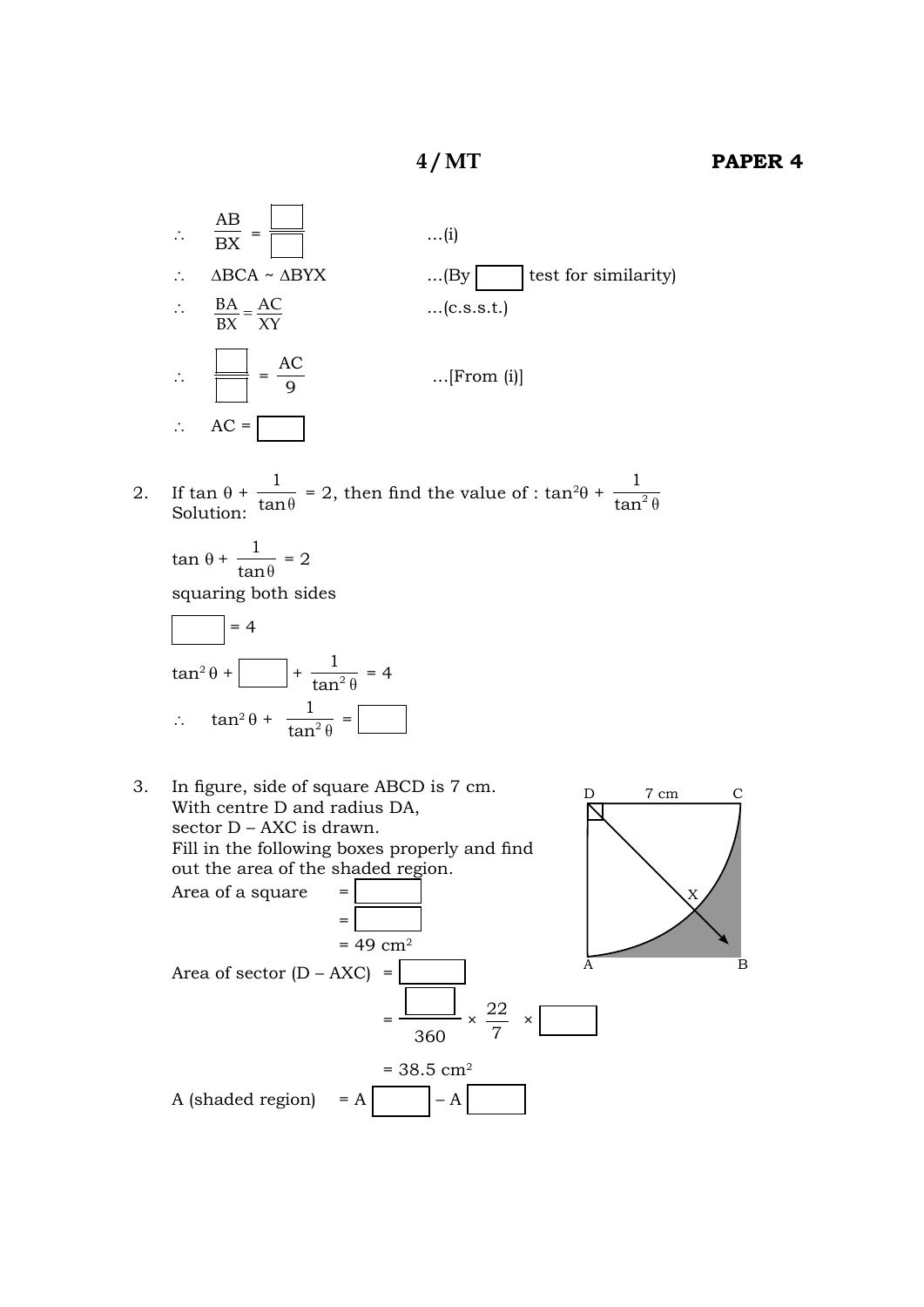$\therefore \quad \dfrac{AB}{BX} = \dfrac{\square}{\square}$ ...(i)

$\therefore \quad \Delta BCA \sim \Delta BYX$ ...(By $\square$ test for similarity)

$\therefore \quad \dfrac{BA}{BX} = \dfrac{AC}{XY}$ ...(c.s.s.t.)

$\therefore \quad \dfrac{\square}{\square} = \dfrac{AC}{9}$ ...[From (i)]

$\therefore \quad AC = \square$

2. If $\tan\theta + \dfrac{1}{\tan\theta} = 2$, then find the value of : $\tan^2\theta + \dfrac{1}{\tan^2\theta}$

Solution:

$\tan\theta + \dfrac{1}{\tan\theta} = 2$

squaring both sides

$\square = 4$

$\tan^2\theta + \square + \dfrac{1}{\tan^2\theta} = 4$

$\therefore \quad \tan^2\theta + \dfrac{1}{\tan^2\theta} = \square$

3. In figure, side of square ABCD is 7 cm.
With centre D and radius DA,
sector D – AXC is drawn.
Fill in the following boxes properly and find out the area of the shaded region.

Area of a square $= \square$

$= \square$

$= 49 \text{ cm}^2$

Area of sector (D – AXC) $= \square$

$= \dfrac{\square}{360} \times \dfrac{22}{7} \times \square$

$= 38.5 \text{ cm}^2$

A (shaded region) $= A \ \square - A \ \square$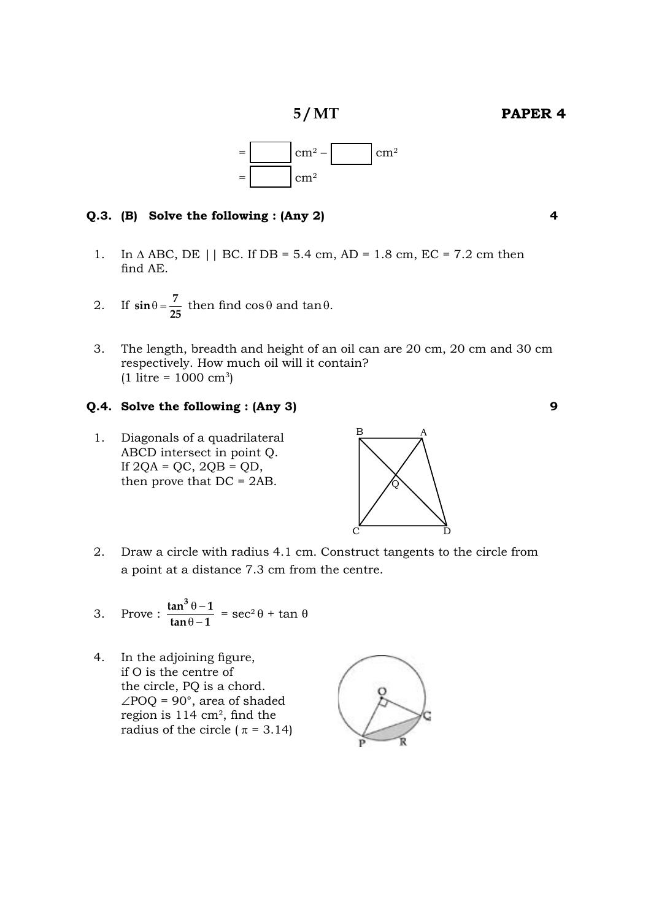$= \boxed{\phantom{00}}\ \text{cm}^2 - \boxed{\phantom{00}}\ \text{cm}^2$

$= \boxed{\phantom{00}}\ \text{cm}^2$

**Q.3. (B) Solve the following : (Any 2)** **4**

1. In $\Delta$ ABC, DE || BC. If DB = 5.4 cm, AD = 1.8 cm, EC = 7.2 cm then find AE.

2. If $\sin\theta = \frac{7}{25}$ then find $\cos\theta$ and $\tan\theta$.

3. The length, breadth and height of an oil can are 20 cm, 20 cm and 30 cm respectively. How much oil will it contain? (1 litre = 1000 $\text{cm}^3$)

**Q.4. Solve the following : (Any 3)** **9**

1. Diagonals of a quadrilateral ABCD intersect in point Q. If 2QA = QC, 2QB = QD, then prove that DC = 2AB.

2. Draw a circle with radius 4.1 cm. Construct tangents to the circle from a point at a distance 7.3 cm from the centre.

3. Prove : $\frac{\tan^3\theta - 1}{\tan\theta - 1} = \sec^2\theta + \tan\theta$

4. In the adjoining figure, if O is the centre of the circle, PQ is a chord. $\angle$POQ = 90°, area of shaded region is 114 $\text{cm}^2$, find the radius of the circle ($\pi$ = 3.14)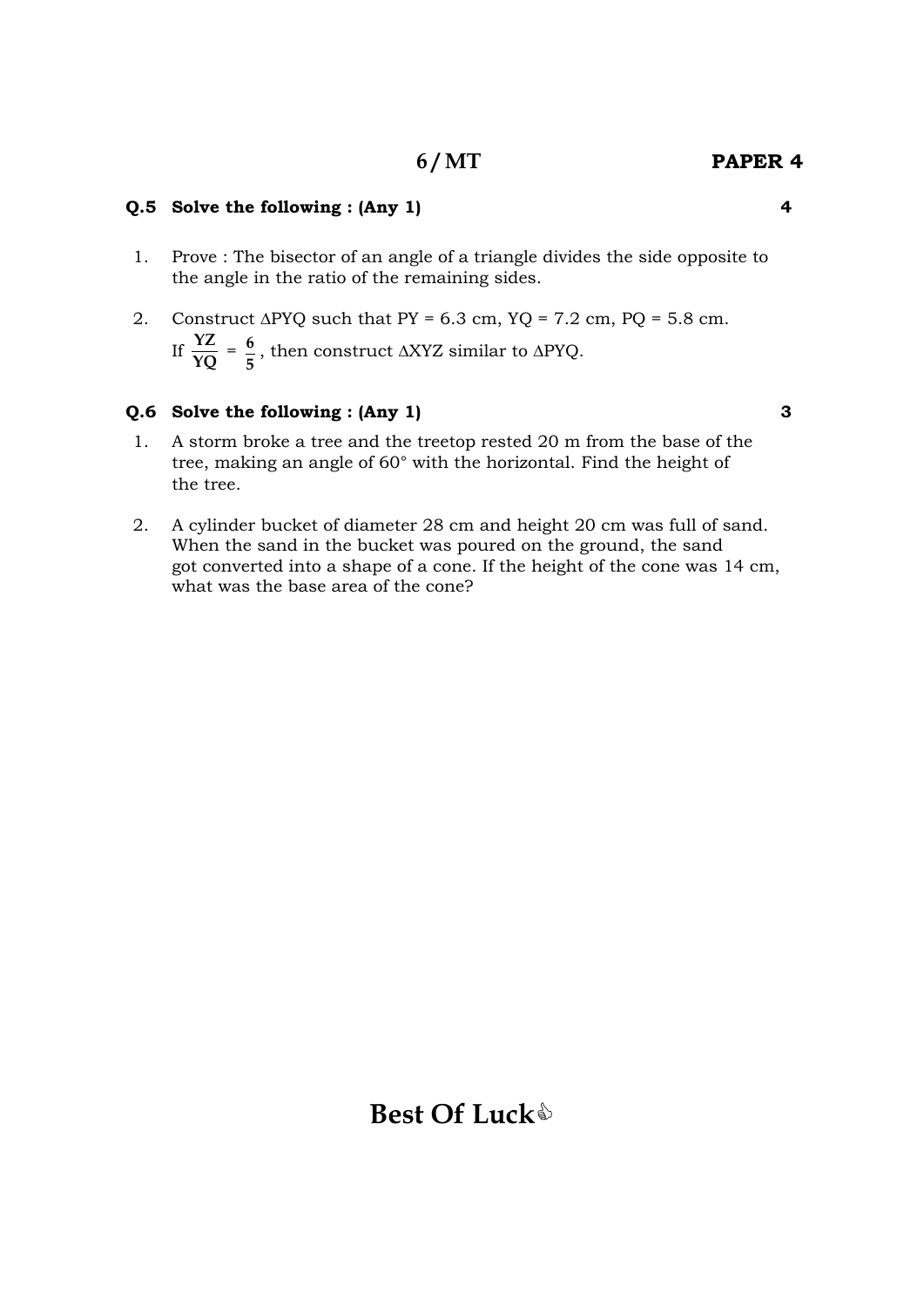**Q.5 Solve the following : (Any 1)** **4**

1. Prove : The bisector of an angle of a triangle divides the side opposite to the angle in the ratio of the remaining sides.

2. Construct $\Delta PYQ$ such that PY = 6.3 cm, YQ = 7.2 cm, PQ = 5.8 cm. If $\frac{YZ}{YQ} = \frac{6}{5}$, then construct $\Delta XYZ$ similar to $\Delta PYQ$.

**Q.6 Solve the following : (Any 1)** **3**

1. A storm broke a tree and the treetop rested 20 m from the base of the tree, making an angle of 60° with the horizontal. Find the height of the tree.

2. A cylinder bucket of diameter 28 cm and height 20 cm was full of sand. When the sand in the bucket was poured on the ground, the sand got converted into a shape of a cone. If the height of the cone was 14 cm, what was the base area of the cone?

**Best Of Luck**